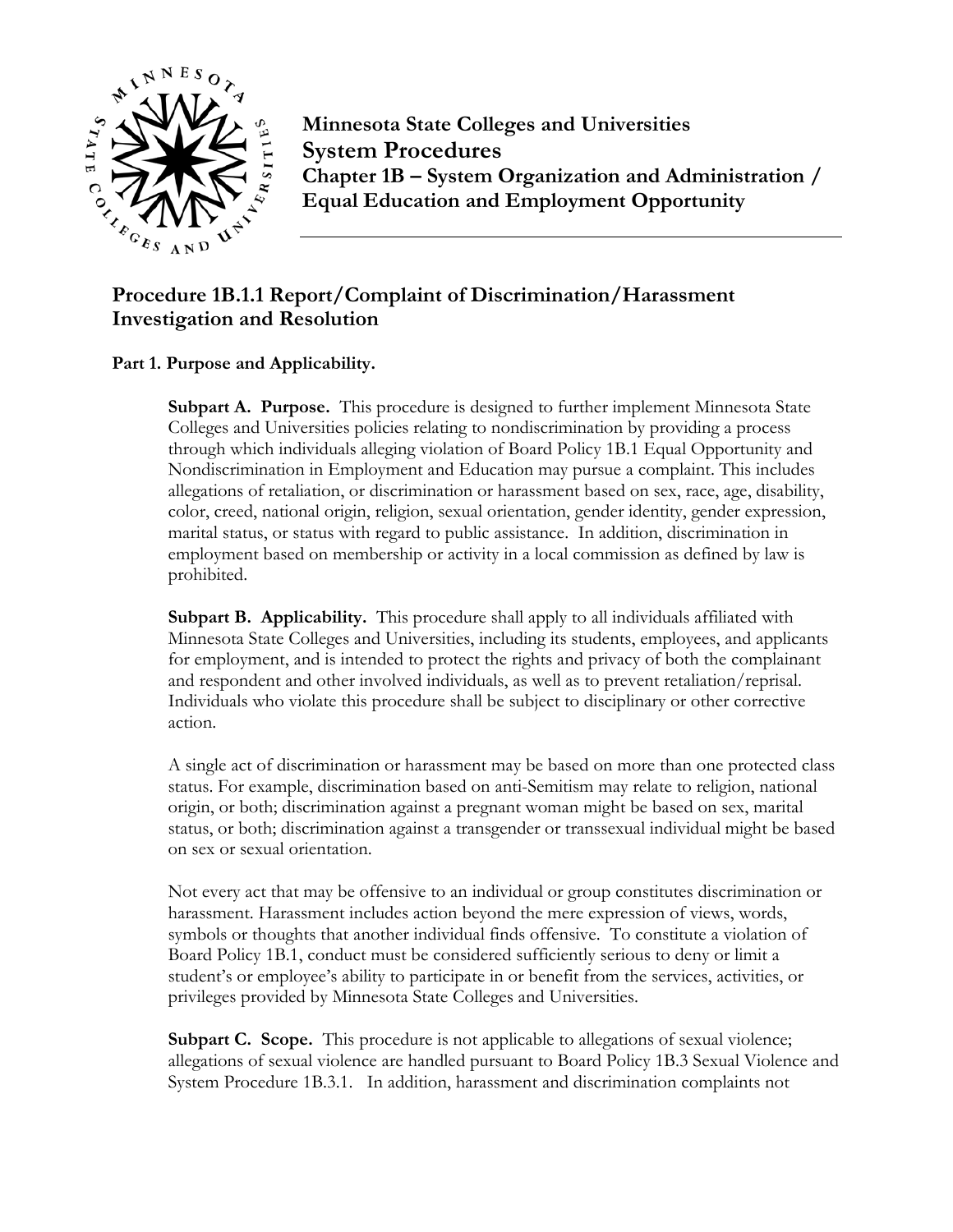**Minnesota State Colleges and Universities**
**System Procedures**
**Chapter 1B – System Organization and Administration / Equal Education and Employment Opportunity**

## Procedure 1B.1.1 Report/Complaint of Discrimination/Harassment Investigation and Resolution

### Part 1. Purpose and Applicability.

**Subpart A. Purpose.** This procedure is designed to further implement Minnesota State Colleges and Universities policies relating to nondiscrimination by providing a process through which individuals alleging violation of Board Policy 1B.1 Equal Opportunity and Nondiscrimination in Employment and Education may pursue a complaint. This includes allegations of retaliation, or discrimination or harassment based on sex, race, age, disability, color, creed, national origin, religion, sexual orientation, gender identity, gender expression, marital status, or status with regard to public assistance. In addition, discrimination in employment based on membership or activity in a local commission as defined by law is prohibited.

**Subpart B. Applicability.** This procedure shall apply to all individuals affiliated with Minnesota State Colleges and Universities, including its students, employees, and applicants for employment, and is intended to protect the rights and privacy of both the complainant and respondent and other involved individuals, as well as to prevent retaliation/reprisal. Individuals who violate this procedure shall be subject to disciplinary or other corrective action.

A single act of discrimination or harassment may be based on more than one protected class status. For example, discrimination based on anti-Semitism may relate to religion, national origin, or both; discrimination against a pregnant woman might be based on sex, marital status, or both; discrimination against a transgender or transsexual individual might be based on sex or sexual orientation.

Not every act that may be offensive to an individual or group constitutes discrimination or harassment. Harassment includes action beyond the mere expression of views, words, symbols or thoughts that another individual finds offensive. To constitute a violation of Board Policy 1B.1, conduct must be considered sufficiently serious to deny or limit a student's or employee's ability to participate in or benefit from the services, activities, or privileges provided by Minnesota State Colleges and Universities.

**Subpart C. Scope.** This procedure is not applicable to allegations of sexual violence; allegations of sexual violence are handled pursuant to Board Policy 1B.3 Sexual Violence and System Procedure 1B.3.1. In addition, harassment and discrimination complaints not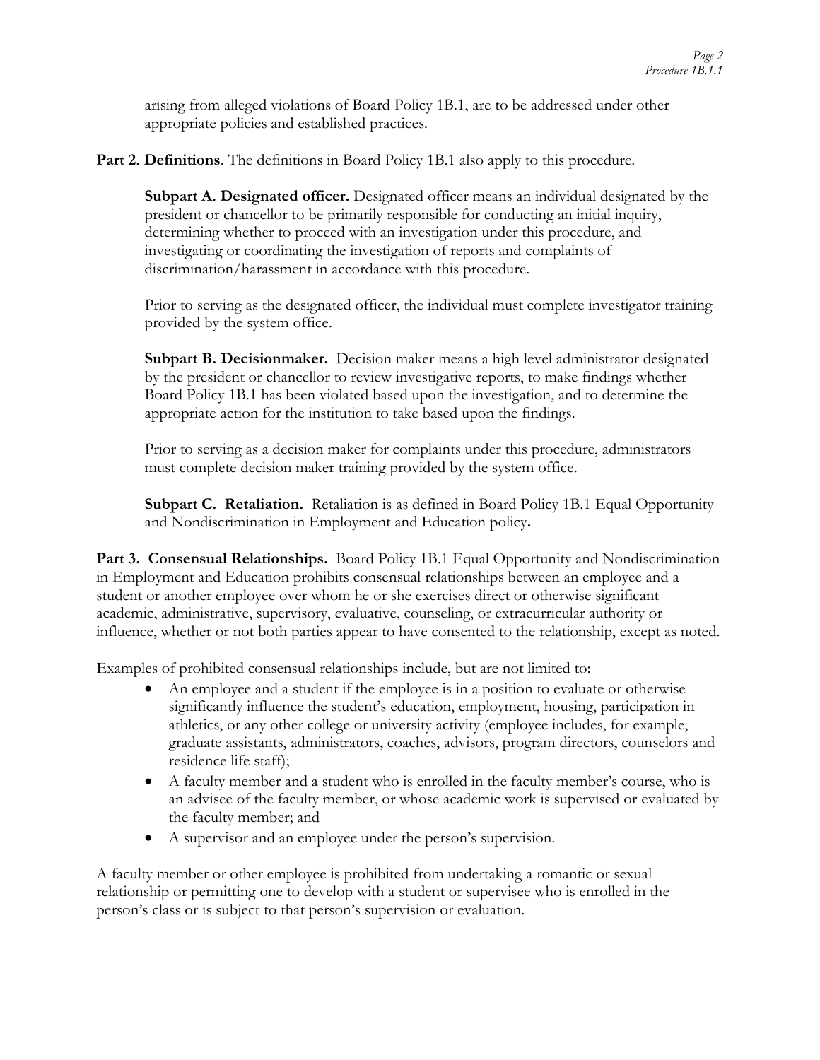arising from alleged violations of Board Policy 1B.1, are to be addressed under other appropriate policies and established practices.

**Part 2. Definitions**. The definitions in Board Policy 1B.1 also apply to this procedure.

**Subpart A. Designated officer.** Designated officer means an individual designated by the president or chancellor to be primarily responsible for conducting an initial inquiry, determining whether to proceed with an investigation under this procedure, and investigating or coordinating the investigation of reports and complaints of discrimination/harassment in accordance with this procedure.

Prior to serving as the designated officer, the individual must complete investigator training provided by the system office.

**Subpart B. Decisionmaker.** Decision maker means a high level administrator designated by the president or chancellor to review investigative reports, to make findings whether Board Policy 1B.1 has been violated based upon the investigation, and to determine the appropriate action for the institution to take based upon the findings.

Prior to serving as a decision maker for complaints under this procedure, administrators must complete decision maker training provided by the system office.

**Subpart C. Retaliation.** Retaliation is as defined in Board Policy 1B.1 Equal Opportunity and Nondiscrimination in Employment and Education policy**.**

**Part 3. Consensual Relationships.** Board Policy 1B.1 Equal Opportunity and Nondiscrimination in Employment and Education prohibits consensual relationships between an employee and a student or another employee over whom he or she exercises direct or otherwise significant academic, administrative, supervisory, evaluative, counseling, or extracurricular authority or influence, whether or not both parties appear to have consented to the relationship, except as noted.

Examples of prohibited consensual relationships include, but are not limited to:

- An employee and a student if the employee is in a position to evaluate or otherwise significantly influence the student's education, employment, housing, participation in athletics, or any other college or university activity (employee includes, for example, graduate assistants, administrators, coaches, advisors, program directors, counselors and residence life staff);
- A faculty member and a student who is enrolled in the faculty member's course, who is an advisee of the faculty member, or whose academic work is supervised or evaluated by the faculty member; and
- A supervisor and an employee under the person's supervision.

A faculty member or other employee is prohibited from undertaking a romantic or sexual relationship or permitting one to develop with a student or supervisee who is enrolled in the person's class or is subject to that person's supervision or evaluation.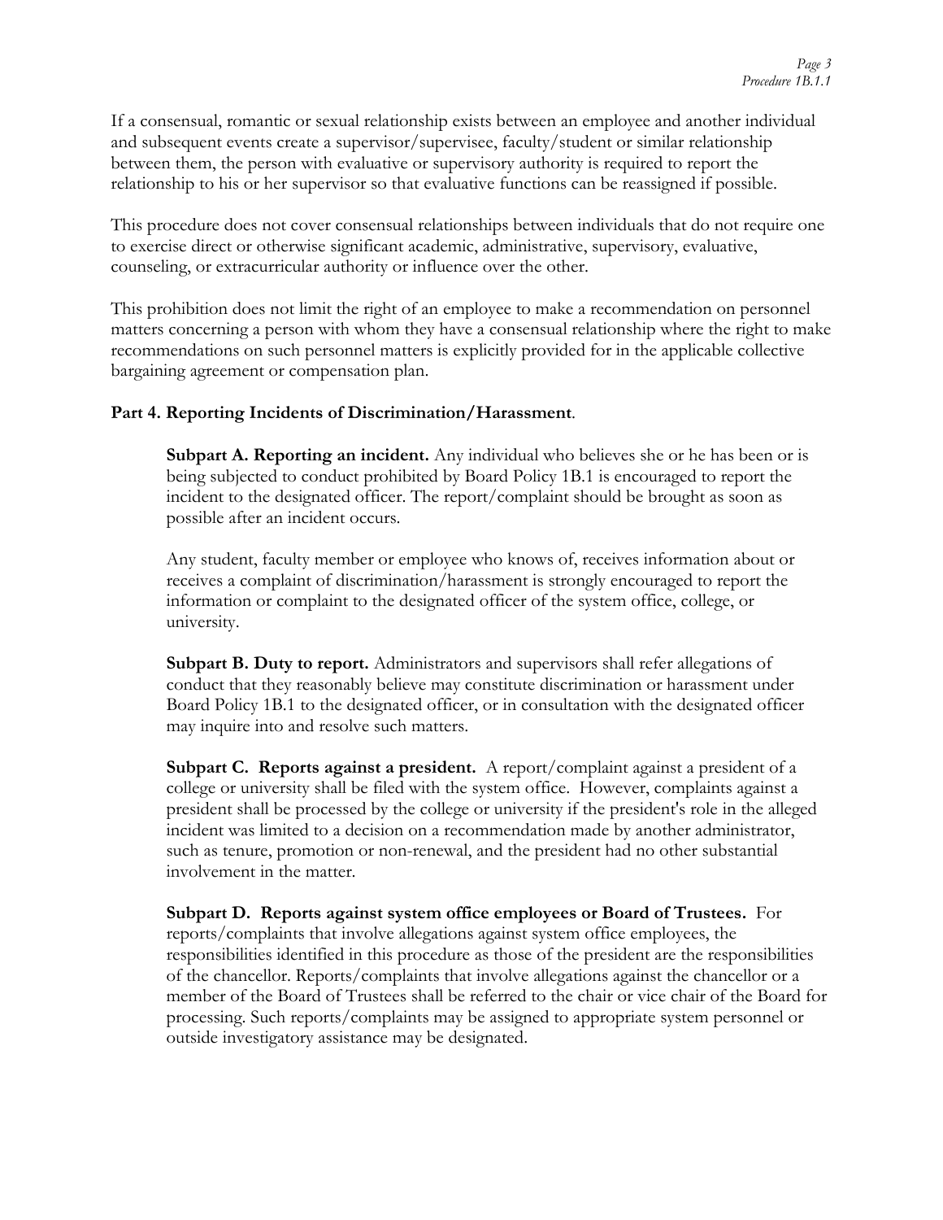If a consensual, romantic or sexual relationship exists between an employee and another individual and subsequent events create a supervisor/supervisee, faculty/student or similar relationship between them, the person with evaluative or supervisory authority is required to report the relationship to his or her supervisor so that evaluative functions can be reassigned if possible.

This procedure does not cover consensual relationships between individuals that do not require one to exercise direct or otherwise significant academic, administrative, supervisory, evaluative, counseling, or extracurricular authority or influence over the other.

This prohibition does not limit the right of an employee to make a recommendation on personnel matters concerning a person with whom they have a consensual relationship where the right to make recommendations on such personnel matters is explicitly provided for in the applicable collective bargaining agreement or compensation plan.

**Part 4. Reporting Incidents of Discrimination/Harassment**.

**Subpart A. Reporting an incident.** Any individual who believes she or he has been or is being subjected to conduct prohibited by Board Policy 1B.1 is encouraged to report the incident to the designated officer. The report/complaint should be brought as soon as possible after an incident occurs.

Any student, faculty member or employee who knows of, receives information about or receives a complaint of discrimination/harassment is strongly encouraged to report the information or complaint to the designated officer of the system office, college, or university.

**Subpart B. Duty to report.** Administrators and supervisors shall refer allegations of conduct that they reasonably believe may constitute discrimination or harassment under Board Policy 1B.1 to the designated officer, or in consultation with the designated officer may inquire into and resolve such matters.

**Subpart C. Reports against a president.** A report/complaint against a president of a college or university shall be filed with the system office. However, complaints against a president shall be processed by the college or university if the president's role in the alleged incident was limited to a decision on a recommendation made by another administrator, such as tenure, promotion or non-renewal, and the president had no other substantial involvement in the matter.

**Subpart D. Reports against system office employees or Board of Trustees.** For reports/complaints that involve allegations against system office employees, the responsibilities identified in this procedure as those of the president are the responsibilities of the chancellor. Reports/complaints that involve allegations against the chancellor or a member of the Board of Trustees shall be referred to the chair or vice chair of the Board for processing. Such reports/complaints may be assigned to appropriate system personnel or outside investigatory assistance may be designated.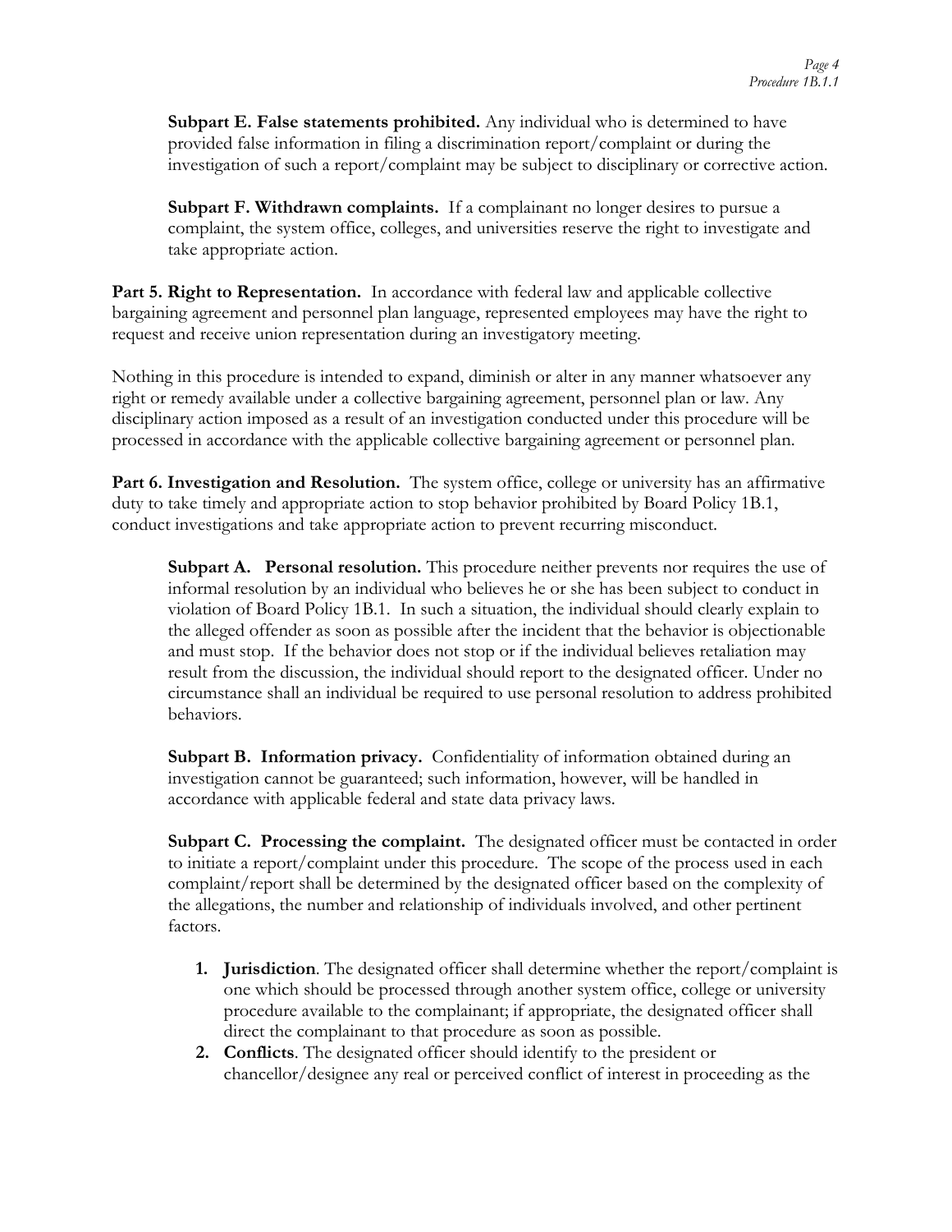**Subpart E. False statements prohibited.** Any individual who is determined to have provided false information in filing a discrimination report/complaint or during the investigation of such a report/complaint may be subject to disciplinary or corrective action.

**Subpart F. Withdrawn complaints.** If a complainant no longer desires to pursue a complaint, the system office, colleges, and universities reserve the right to investigate and take appropriate action.

**Part 5. Right to Representation.** In accordance with federal law and applicable collective bargaining agreement and personnel plan language, represented employees may have the right to request and receive union representation during an investigatory meeting.

Nothing in this procedure is intended to expand, diminish or alter in any manner whatsoever any right or remedy available under a collective bargaining agreement, personnel plan or law. Any disciplinary action imposed as a result of an investigation conducted under this procedure will be processed in accordance with the applicable collective bargaining agreement or personnel plan.

**Part 6. Investigation and Resolution.** The system office, college or university has an affirmative duty to take timely and appropriate action to stop behavior prohibited by Board Policy 1B.1, conduct investigations and take appropriate action to prevent recurring misconduct.

**Subpart A. Personal resolution.** This procedure neither prevents nor requires the use of informal resolution by an individual who believes he or she has been subject to conduct in violation of Board Policy 1B.1. In such a situation, the individual should clearly explain to the alleged offender as soon as possible after the incident that the behavior is objectionable and must stop. If the behavior does not stop or if the individual believes retaliation may result from the discussion, the individual should report to the designated officer. Under no circumstance shall an individual be required to use personal resolution to address prohibited behaviors.

**Subpart B. Information privacy.** Confidentiality of information obtained during an investigation cannot be guaranteed; such information, however, will be handled in accordance with applicable federal and state data privacy laws.

**Subpart C. Processing the complaint.** The designated officer must be contacted in order to initiate a report/complaint under this procedure. The scope of the process used in each complaint/report shall be determined by the designated officer based on the complexity of the allegations, the number and relationship of individuals involved, and other pertinent factors.

1. **Jurisdiction**. The designated officer shall determine whether the report/complaint is one which should be processed through another system office, college or university procedure available to the complainant; if appropriate, the designated officer shall direct the complainant to that procedure as soon as possible.
2. **Conflicts**. The designated officer should identify to the president or chancellor/designee any real or perceived conflict of interest in proceeding as the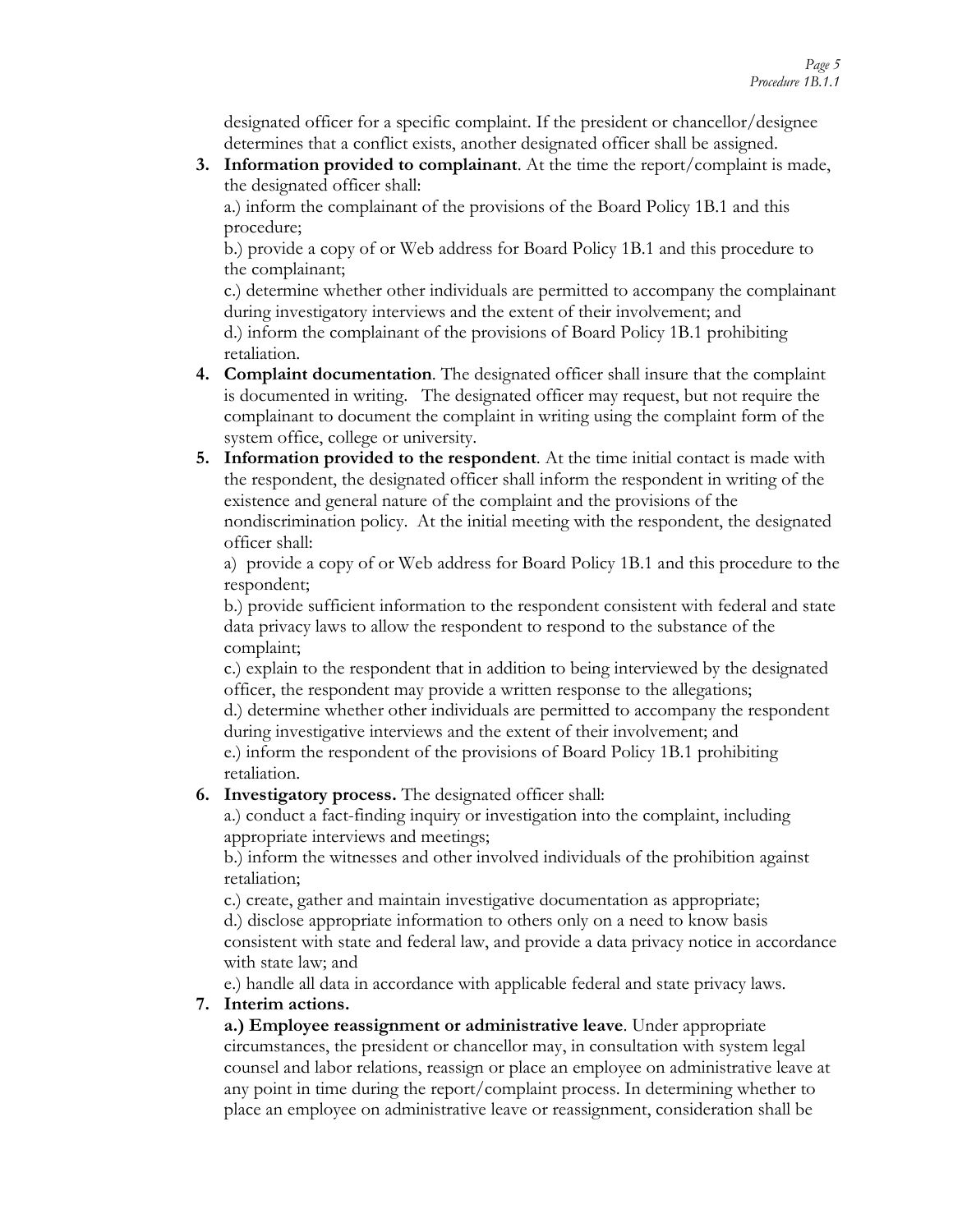designated officer for a specific complaint. If the president or chancellor/designee determines that a conflict exists, another designated officer shall be assigned.

3. **Information provided to complainant**. At the time the report/complaint is made, the designated officer shall:
   a.) inform the complainant of the provisions of the Board Policy 1B.1 and this procedure;
   b.) provide a copy of or Web address for Board Policy 1B.1 and this procedure to the complainant;
   c.) determine whether other individuals are permitted to accompany the complainant during investigatory interviews and the extent of their involvement; and
   d.) inform the complainant of the provisions of Board Policy 1B.1 prohibiting retaliation.
4. **Complaint documentation**. The designated officer shall insure that the complaint is documented in writing. The designated officer may request, but not require the complainant to document the complaint in writing using the complaint form of the system office, college or university.
5. **Information provided to the respondent**. At the time initial contact is made with the respondent, the designated officer shall inform the respondent in writing of the existence and general nature of the complaint and the provisions of the nondiscrimination policy. At the initial meeting with the respondent, the designated officer shall:
   a) provide a copy of or Web address for Board Policy 1B.1 and this procedure to the respondent;
   b.) provide sufficient information to the respondent consistent with federal and state data privacy laws to allow the respondent to respond to the substance of the complaint;
   c.) explain to the respondent that in addition to being interviewed by the designated officer, the respondent may provide a written response to the allegations;
   d.) determine whether other individuals are permitted to accompany the respondent during investigative interviews and the extent of their involvement; and
   e.) inform the respondent of the provisions of Board Policy 1B.1 prohibiting retaliation.
6. **Investigatory process.** The designated officer shall:
   a.) conduct a fact-finding inquiry or investigation into the complaint, including appropriate interviews and meetings;
   b.) inform the witnesses and other involved individuals of the prohibition against retaliation;
   c.) create, gather and maintain investigative documentation as appropriate;
   d.) disclose appropriate information to others only on a need to know basis consistent with state and federal law, and provide a data privacy notice in accordance with state law; and
   e.) handle all data in accordance with applicable federal and state privacy laws.
7. **Interim actions.**
   **a.) Employee reassignment or administrative leave**. Under appropriate circumstances, the president or chancellor may, in consultation with system legal counsel and labor relations, reassign or place an employee on administrative leave at any point in time during the report/complaint process. In determining whether to place an employee on administrative leave or reassignment, consideration shall be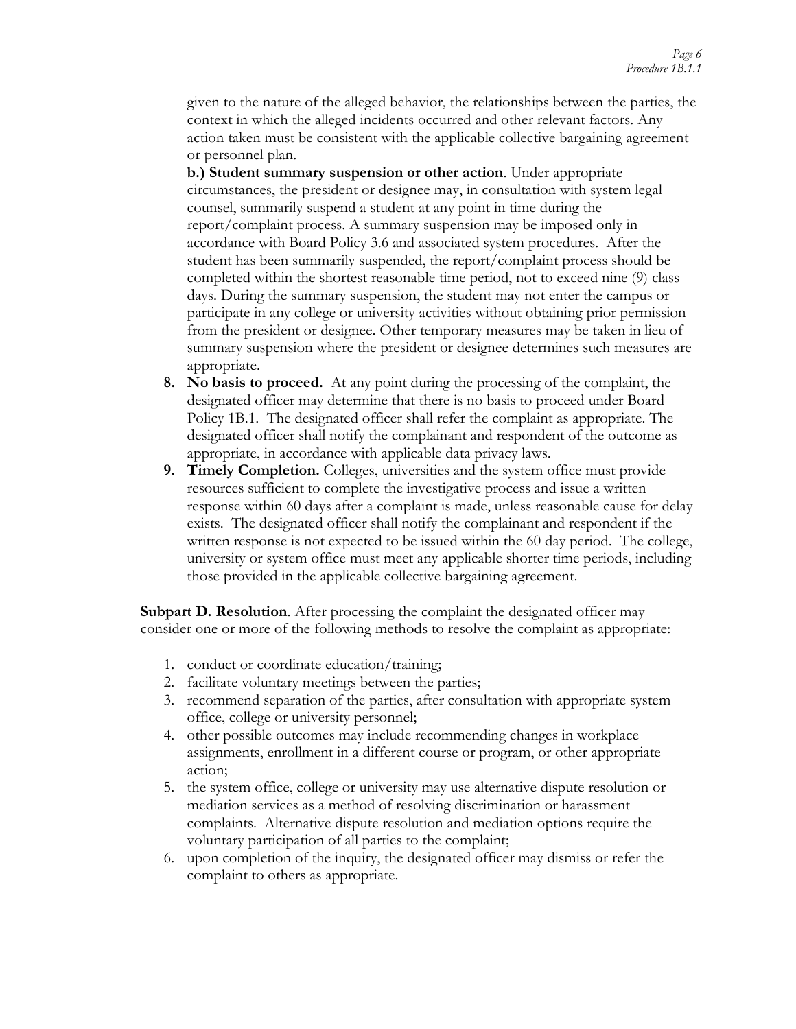given to the nature of the alleged behavior, the relationships between the parties, the context in which the alleged incidents occurred and other relevant factors. Any action taken must be consistent with the applicable collective bargaining agreement or personnel plan.

**b.) Student summary suspension or other action**. Under appropriate circumstances, the president or designee may, in consultation with system legal counsel, summarily suspend a student at any point in time during the report/complaint process. A summary suspension may be imposed only in accordance with Board Policy 3.6 and associated system procedures. After the student has been summarily suspended, the report/complaint process should be completed within the shortest reasonable time period, not to exceed nine (9) class days. During the summary suspension, the student may not enter the campus or participate in any college or university activities without obtaining prior permission from the president or designee. Other temporary measures may be taken in lieu of summary suspension where the president or designee determines such measures are appropriate.

8. **No basis to proceed.** At any point during the processing of the complaint, the designated officer may determine that there is no basis to proceed under Board Policy 1B.1. The designated officer shall refer the complaint as appropriate. The designated officer shall notify the complainant and respondent of the outcome as appropriate, in accordance with applicable data privacy laws.
9. **Timely Completion.** Colleges, universities and the system office must provide resources sufficient to complete the investigative process and issue a written response within 60 days after a complaint is made, unless reasonable cause for delay exists. The designated officer shall notify the complainant and respondent if the written response is not expected to be issued within the 60 day period. The college, university or system office must meet any applicable shorter time periods, including those provided in the applicable collective bargaining agreement.

**Subpart D. Resolution**. After processing the complaint the designated officer may consider one or more of the following methods to resolve the complaint as appropriate:

1. conduct or coordinate education/training;
2. facilitate voluntary meetings between the parties;
3. recommend separation of the parties, after consultation with appropriate system office, college or university personnel;
4. other possible outcomes may include recommending changes in workplace assignments, enrollment in a different course or program, or other appropriate action;
5. the system office, college or university may use alternative dispute resolution or mediation services as a method of resolving discrimination or harassment complaints. Alternative dispute resolution and mediation options require the voluntary participation of all parties to the complaint;
6. upon completion of the inquiry, the designated officer may dismiss or refer the complaint to others as appropriate.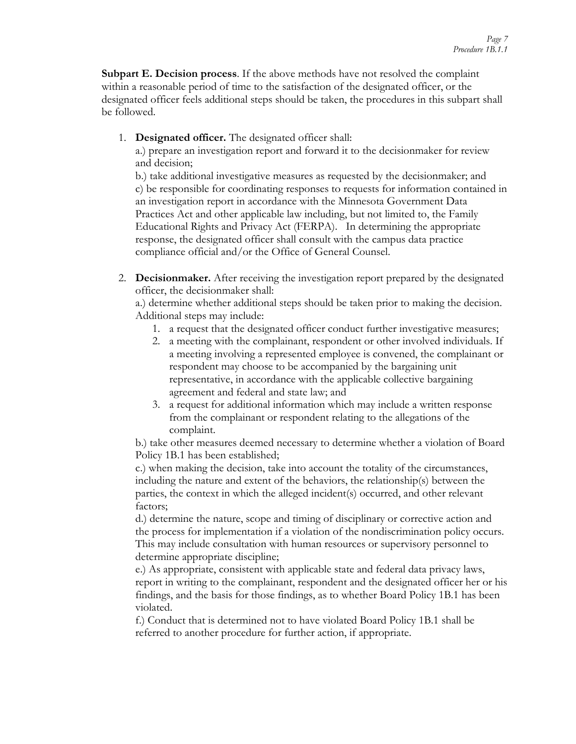**Subpart E. Decision process**. If the above methods have not resolved the complaint within a reasonable period of time to the satisfaction of the designated officer, or the designated officer feels additional steps should be taken, the procedures in this subpart shall be followed.

1. **Designated officer.** The designated officer shall:

   a.) prepare an investigation report and forward it to the decisionmaker for review and decision;

   b.) take additional investigative measures as requested by the decisionmaker; and

   c) be responsible for coordinating responses to requests for information contained in an investigation report in accordance with the Minnesota Government Data Practices Act and other applicable law including, but not limited to, the Family Educational Rights and Privacy Act (FERPA). In determining the appropriate response, the designated officer shall consult with the campus data practice compliance official and/or the Office of General Counsel.

2. **Decisionmaker.** After receiving the investigation report prepared by the designated officer, the decisionmaker shall:

   a.) determine whether additional steps should be taken prior to making the decision. Additional steps may include:

   1. a request that the designated officer conduct further investigative measures;
   2. a meeting with the complainant, respondent or other involved individuals. If a meeting involving a represented employee is convened, the complainant or respondent may choose to be accompanied by the bargaining unit representative, in accordance with the applicable collective bargaining agreement and federal and state law; and
   3. a request for additional information which may include a written response from the complainant or respondent relating to the allegations of the complaint.

   b.) take other measures deemed necessary to determine whether a violation of Board Policy 1B.1 has been established;

   c.) when making the decision, take into account the totality of the circumstances, including the nature and extent of the behaviors, the relationship(s) between the parties, the context in which the alleged incident(s) occurred, and other relevant factors;

   d.) determine the nature, scope and timing of disciplinary or corrective action and the process for implementation if a violation of the nondiscrimination policy occurs. This may include consultation with human resources or supervisory personnel to determine appropriate discipline;

   e.) As appropriate, consistent with applicable state and federal data privacy laws, report in writing to the complainant, respondent and the designated officer her or his findings, and the basis for those findings, as to whether Board Policy 1B.1 has been violated.

   f.) Conduct that is determined not to have violated Board Policy 1B.1 shall be referred to another procedure for further action, if appropriate.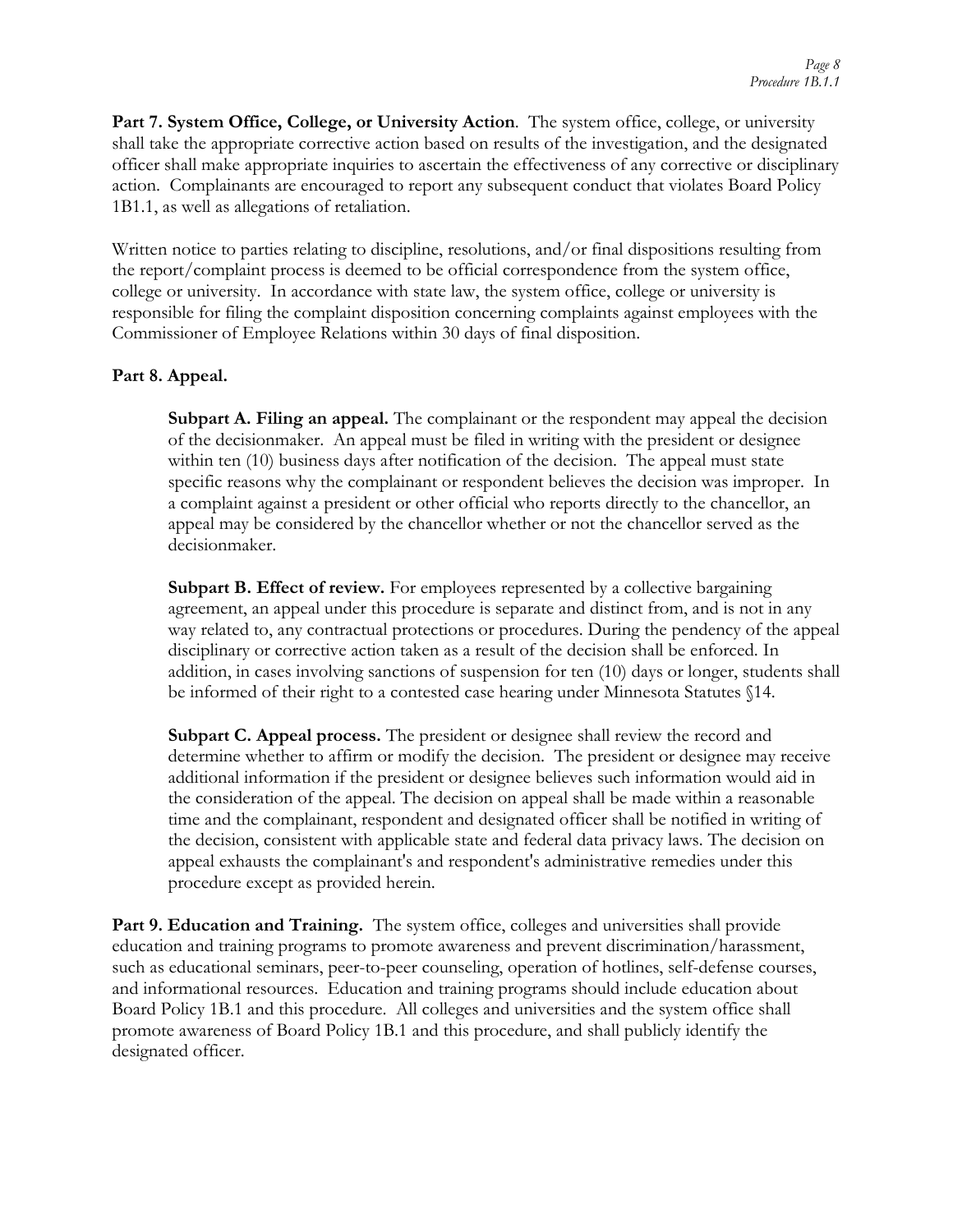**Part 7. System Office, College, or University Action**. The system office, college, or university shall take the appropriate corrective action based on results of the investigation, and the designated officer shall make appropriate inquiries to ascertain the effectiveness of any corrective or disciplinary action. Complainants are encouraged to report any subsequent conduct that violates Board Policy 1B1.1, as well as allegations of retaliation.

Written notice to parties relating to discipline, resolutions, and/or final dispositions resulting from the report/complaint process is deemed to be official correspondence from the system office, college or university. In accordance with state law, the system office, college or university is responsible for filing the complaint disposition concerning complaints against employees with the Commissioner of Employee Relations within 30 days of final disposition.

**Part 8. Appeal.**

> **Subpart A. Filing an appeal.** The complainant or the respondent may appeal the decision of the decisionmaker. An appeal must be filed in writing with the president or designee within ten (10) business days after notification of the decision. The appeal must state specific reasons why the complainant or respondent believes the decision was improper. In a complaint against a president or other official who reports directly to the chancellor, an appeal may be considered by the chancellor whether or not the chancellor served as the decisionmaker.
>
> **Subpart B. Effect of review.** For employees represented by a collective bargaining agreement, an appeal under this procedure is separate and distinct from, and is not in any way related to, any contractual protections or procedures. During the pendency of the appeal disciplinary or corrective action taken as a result of the decision shall be enforced. In addition, in cases involving sanctions of suspension for ten (10) days or longer, students shall be informed of their right to a contested case hearing under Minnesota Statutes §14.
>
> **Subpart C. Appeal process.** The president or designee shall review the record and determine whether to affirm or modify the decision. The president or designee may receive additional information if the president or designee believes such information would aid in the consideration of the appeal. The decision on appeal shall be made within a reasonable time and the complainant, respondent and designated officer shall be notified in writing of the decision, consistent with applicable state and federal data privacy laws. The decision on appeal exhausts the complainant's and respondent's administrative remedies under this procedure except as provided herein.

**Part 9. Education and Training.** The system office, colleges and universities shall provide education and training programs to promote awareness and prevent discrimination/harassment, such as educational seminars, peer-to-peer counseling, operation of hotlines, self-defense courses, and informational resources. Education and training programs should include education about Board Policy 1B.1 and this procedure. All colleges and universities and the system office shall promote awareness of Board Policy 1B.1 and this procedure, and shall publicly identify the designated officer.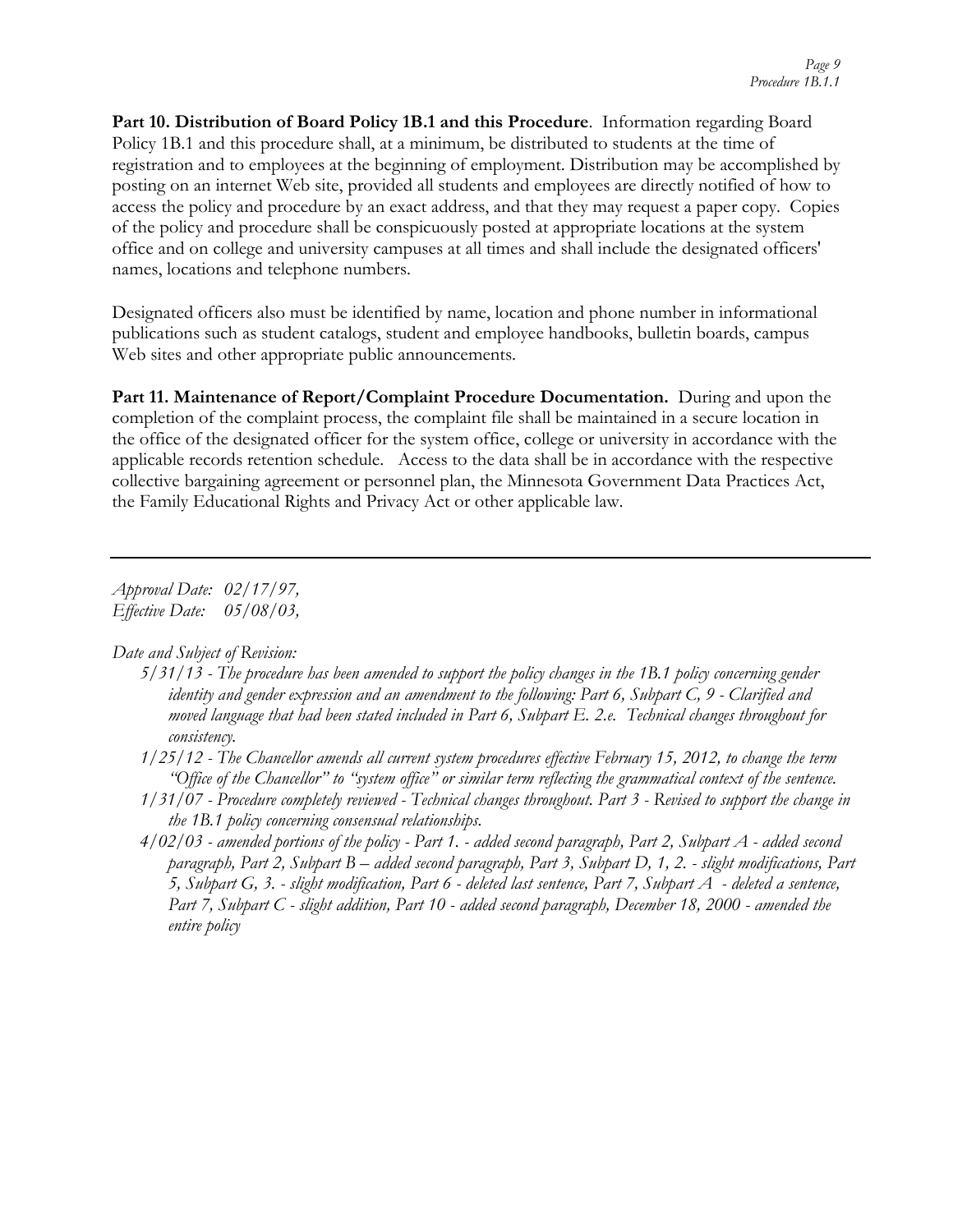**Part 10. Distribution of Board Policy 1B.1 and this Procedure**. Information regarding Board Policy 1B.1 and this procedure shall, at a minimum, be distributed to students at the time of registration and to employees at the beginning of employment. Distribution may be accomplished by posting on an internet Web site, provided all students and employees are directly notified of how to access the policy and procedure by an exact address, and that they may request a paper copy. Copies of the policy and procedure shall be conspicuously posted at appropriate locations at the system office and on college and university campuses at all times and shall include the designated officers' names, locations and telephone numbers.

Designated officers also must be identified by name, location and phone number in informational publications such as student catalogs, student and employee handbooks, bulletin boards, campus Web sites and other appropriate public announcements.

**Part 11. Maintenance of Report/Complaint Procedure Documentation.** During and upon the completion of the complaint process, the complaint file shall be maintained in a secure location in the office of the designated officer for the system office, college or university in accordance with the applicable records retention schedule. Access to the data shall be in accordance with the respective collective bargaining agreement or personnel plan, the Minnesota Government Data Practices Act, the Family Educational Rights and Privacy Act or other applicable law.

---

*Approval Date: 02/17/97,*
*Effective Date: 05/08/03,*

*Date and Subject of Revision:*

- *5/31/13 - The procedure has been amended to support the policy changes in the 1B.1 policy concerning gender identity and gender expression and an amendment to the following: Part 6, Subpart C, 9 - Clarified and moved language that had been stated included in Part 6, Subpart E. 2.e. Technical changes throughout for consistency.*
- *1/25/12 - The Chancellor amends all current system procedures effective February 15, 2012, to change the term "Office of the Chancellor" to "system office" or similar term reflecting the grammatical context of the sentence.*
- *1/31/07 - Procedure completely reviewed - Technical changes throughout. Part 3 - Revised to support the change in the 1B.1 policy concerning consensual relationships.*
- *4/02/03 - amended portions of the policy - Part 1. - added second paragraph, Part 2, Subpart A - added second paragraph, Part 2, Subpart B – added second paragraph, Part 3, Subpart D, 1, 2. - slight modifications, Part 5, Subpart G, 3. - slight modification, Part 6 - deleted last sentence, Part 7, Subpart A - deleted a sentence, Part 7, Subpart C - slight addition, Part 10 - added second paragraph, December 18, 2000 - amended the entire policy*